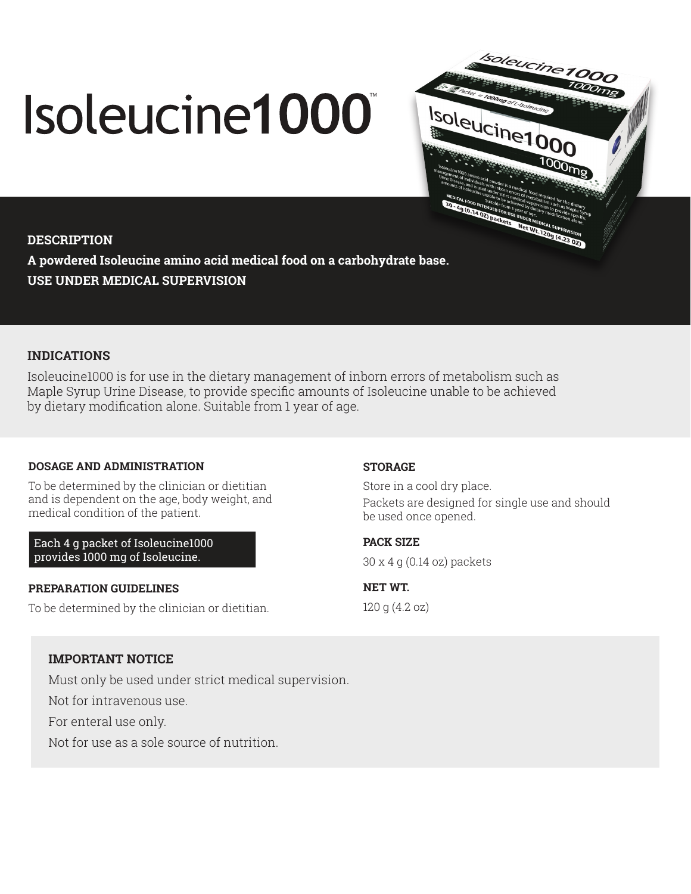# Isoleucine1000™

## DESCRIPTION

**A powdered Isoleucine amino acid medical food on a carbohydrate base.**
**USE UNDER MEDICAL SUPERVISION**

## INDICATIONS

Isoleucine1000 is for use in the dietary management of inborn errors of metabolism such as Maple Syrup Urine Disease, to provide specific amounts of Isoleucine unable to be achieved by dietary modification alone. Suitable from 1 year of age.

### DOSAGE AND ADMINISTRATION

To be determined by the clinician or dietitian and is dependent on the age, body weight, and medical condition of the patient.

Each 4 g packet of Isoleucine1000 provides 1000 mg of Isoleucine.

### PREPARATION GUIDELINES

To be determined by the clinician or dietitian.

### STORAGE

Store in a cool dry place.

Packets are designed for single use and should be used once opened.

### PACK SIZE

30 x 4 g (0.14 oz) packets

### NET WT.

120 g (4.2 oz)

### IMPORTANT NOTICE

Must only be used under strict medical supervision.

Not for intravenous use.

For enteral use only.

Not for use as a sole source of nutrition.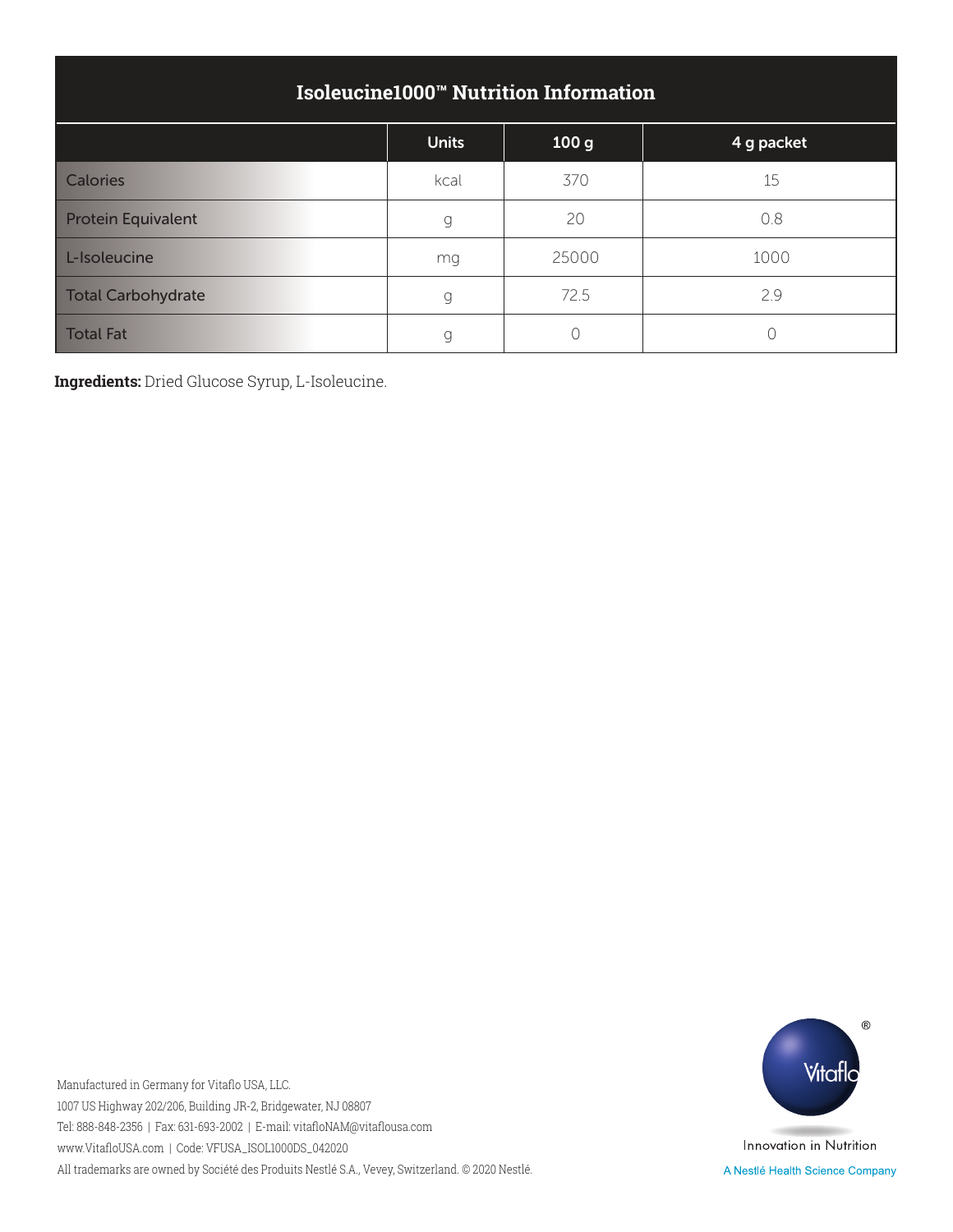## Isoleucine1000™ Nutrition Information

| | Units | 100 g | 4 g packet |
|---|---|---|---|
| Calories | kcal | 370 | 15 |
| Protein Equivalent | g | 20 | 0.8 |
| L-Isoleucine | mg | 25000 | 1000 |
| Total Carbohydrate | g | 72.5 | 2.9 |
| Total Fat | g | 0 | 0 |

**Ingredients:** Dried Glucose Syrup, L-Isoleucine.

Manufactured in Germany for Vitaflo USA, LLC.
1007 US Highway 202/206, Building JR-2, Bridgewater, NJ 08807
Tel: 888-848-2356 | Fax: 631-693-2002 | E-mail: vitafloNAM@vitaflousa.com
www.VitafloUSA.com | Code: VFUSA_ISOL1000DS_042020
All trademarks are owned by Société des Produits Nestlé S.A., Vevey, Switzerland. © 2020 Nestlé.

Vitaflo®
Innovation in Nutrition
A Nestlé Health Science Company